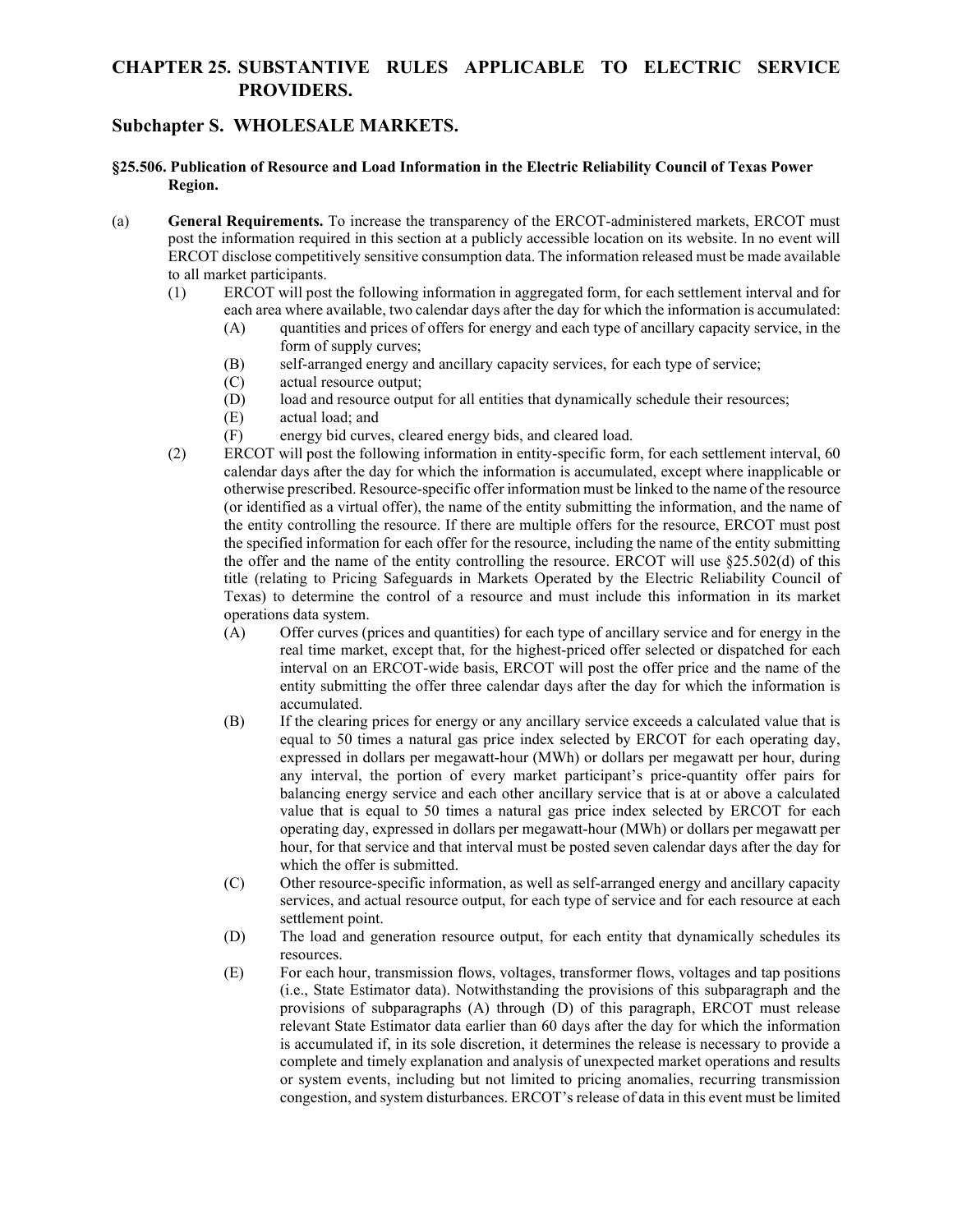# CHAPTER 25. SUBSTANTIVE RULES APPLICABLE TO ELECTRIC SERVICE PROVIDERS.

## Subchapter S. WHOLESALE MARKETS.

### §25.506. Publication of Resource and Load Information in the Electric Reliability Council of Texas Power Region.

(a) **General Requirements.** To increase the transparency of the ERCOT-administered markets, ERCOT must post the information required in this section at a publicly accessible location on its website. In no event will ERCOT disclose competitively sensitive consumption data. The information released must be made available to all market participants.

- (1) ERCOT will post the following information in aggregated form, for each settlement interval and for each area where available, two calendar days after the day for which the information is accumulated:
  - (A) quantities and prices of offers for energy and each type of ancillary capacity service, in the form of supply curves;
  - (B) self-arranged energy and ancillary capacity services, for each type of service;
  - (C) actual resource output;
  - (D) load and resource output for all entities that dynamically schedule their resources;
  - (E) actual load; and
  - (F) energy bid curves, cleared energy bids, and cleared load.
- (2) ERCOT will post the following information in entity-specific form, for each settlement interval, 60 calendar days after the day for which the information is accumulated, except where inapplicable or otherwise prescribed. Resource-specific offer information must be linked to the name of the resource (or identified as a virtual offer), the name of the entity submitting the information, and the name of the entity controlling the resource. If there are multiple offers for the resource, ERCOT must post the specified information for each offer for the resource, including the name of the entity submitting the offer and the name of the entity controlling the resource. ERCOT will use §25.502(d) of this title (relating to Pricing Safeguards in Markets Operated by the Electric Reliability Council of Texas) to determine the control of a resource and must include this information in its market operations data system.
  - (A) Offer curves (prices and quantities) for each type of ancillary service and for energy in the real time market, except that, for the highest-priced offer selected or dispatched for each interval on an ERCOT-wide basis, ERCOT will post the offer price and the name of the entity submitting the offer three calendar days after the day for which the information is accumulated.
  - (B) If the clearing prices for energy or any ancillary service exceeds a calculated value that is equal to 50 times a natural gas price index selected by ERCOT for each operating day, expressed in dollars per megawatt-hour (MWh) or dollars per megawatt per hour, during any interval, the portion of every market participant's price-quantity offer pairs for balancing energy service and each other ancillary service that is at or above a calculated value that is equal to 50 times a natural gas price index selected by ERCOT for each operating day, expressed in dollars per megawatt-hour (MWh) or dollars per megawatt per hour, for that service and that interval must be posted seven calendar days after the day for which the offer is submitted.
  - (C) Other resource-specific information, as well as self-arranged energy and ancillary capacity services, and actual resource output, for each type of service and for each resource at each settlement point.
  - (D) The load and generation resource output, for each entity that dynamically schedules its resources.
  - (E) For each hour, transmission flows, voltages, transformer flows, voltages and tap positions (i.e., State Estimator data). Notwithstanding the provisions of this subparagraph and the provisions of subparagraphs (A) through (D) of this paragraph, ERCOT must release relevant State Estimator data earlier than 60 days after the day for which the information is accumulated if, in its sole discretion, it determines the release is necessary to provide a complete and timely explanation and analysis of unexpected market operations and results or system events, including but not limited to pricing anomalies, recurring transmission congestion, and system disturbances. ERCOT's release of data in this event must be limited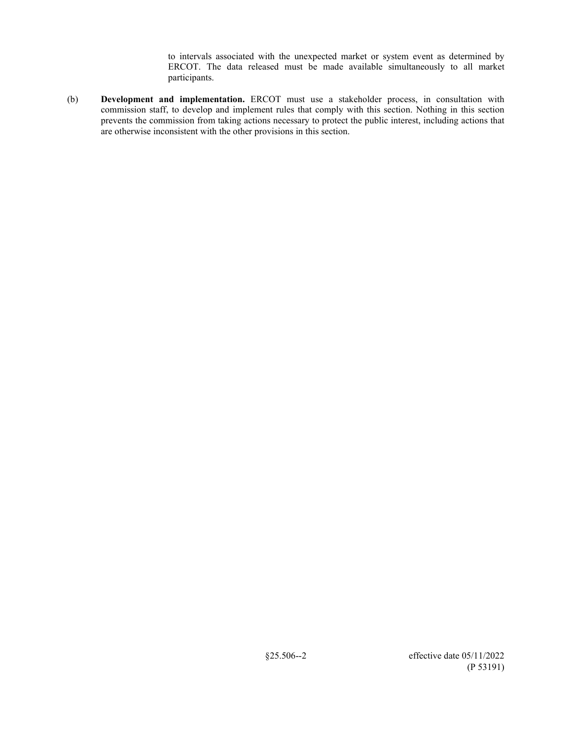to intervals associated with the unexpected market or system event as determined by ERCOT. The data released must be made available simultaneously to all market participants.

(b) **Development and implementation.** ERCOT must use a stakeholder process, in consultation with commission staff, to develop and implement rules that comply with this section. Nothing in this section prevents the commission from taking actions necessary to protect the public interest, including actions that are otherwise inconsistent with the other provisions in this section.